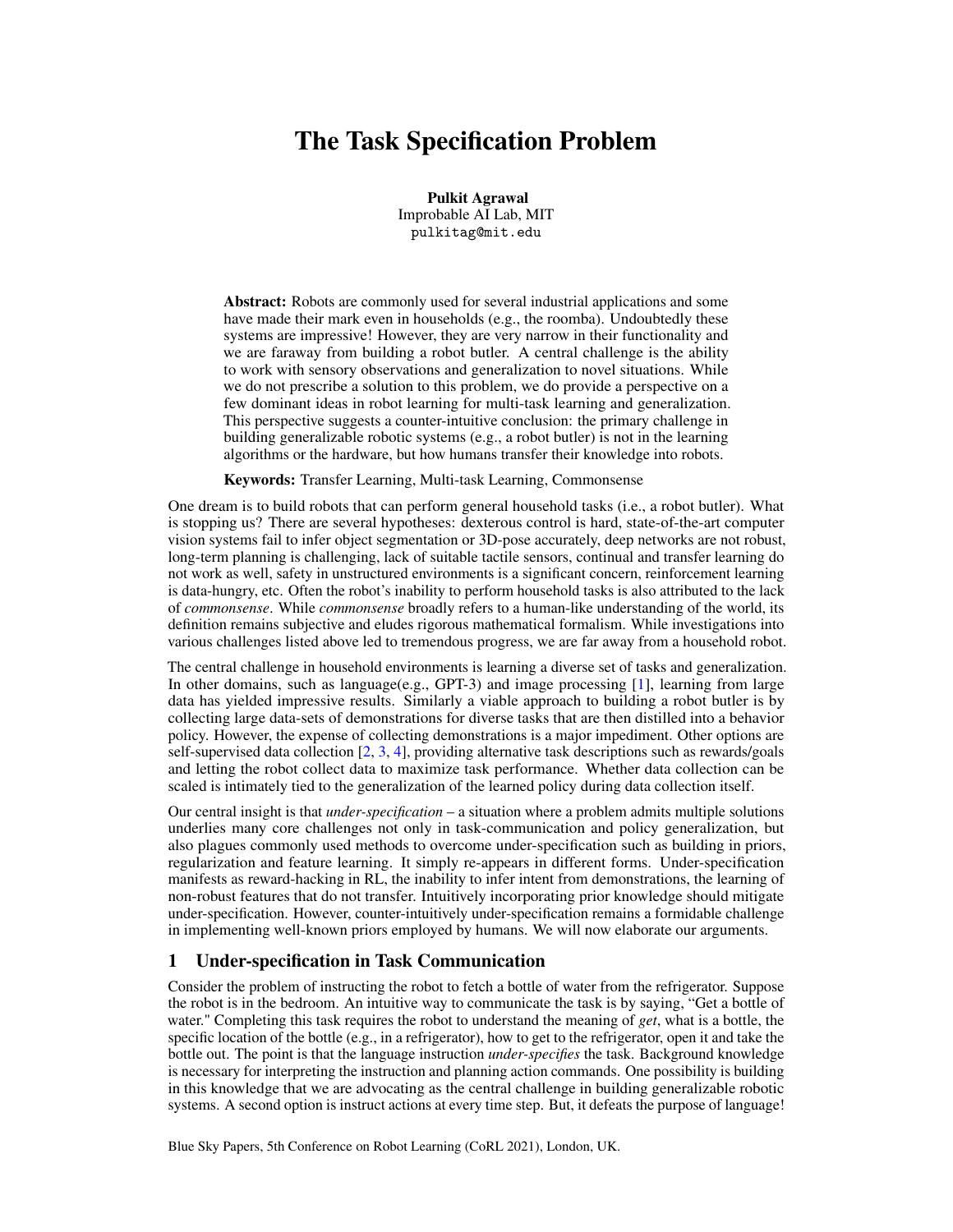# The Task Specification Problem

**Pulkit Agrawal**
Improbable AI Lab, MIT
pulkitag@mit.edu

**Abstract:** Robots are commonly used for several industrial applications and some have made their mark even in households (e.g., the roomba). Undoubtedly these systems are impressive! However, they are very narrow in their functionality and we are faraway from building a robot butler. A central challenge is the ability to work with sensory observations and generalization to novel situations. While we do not prescribe a solution to this problem, we do provide a perspective on a few dominant ideas in robot learning for multi-task learning and generalization. This perspective suggests a counter-intuitive conclusion: the primary challenge in building generalizable robotic systems (e.g., a robot butler) is not in the learning algorithms or the hardware, but how humans transfer their knowledge into robots.

**Keywords:** Transfer Learning, Multi-task Learning, Commonsense

One dream is to build robots that can perform general household tasks (i.e., a robot butler). What is stopping us? There are several hypotheses: dexterous control is hard, state-of-the-art computer vision systems fail to infer object segmentation or 3D-pose accurately, deep networks are not robust, long-term planning is challenging, lack of suitable tactile sensors, continual and transfer learning do not work as well, safety in unstructured environments is a significant concern, reinforcement learning is data-hungry, etc. Often the robot's inability to perform household tasks is also attributed to the lack of *commonsense*. While *commonsense* broadly refers to a human-like understanding of the world, its definition remains subjective and eludes rigorous mathematical formalism. While investigations into various challenges listed above led to tremendous progress, we are far away from a household robot.

The central challenge in household environments is learning a diverse set of tasks and generalization. In other domains, such as language(e.g., GPT-3) and image processing [1], learning from large data has yielded impressive results. Similarly a viable approach to building a robot butler is by collecting large data-sets of demonstrations for diverse tasks that are then distilled into a behavior policy. However, the expense of collecting demonstrations is a major impediment. Other options are self-supervised data collection [2, 3, 4], providing alternative task descriptions such as rewards/goals and letting the robot collect data to maximize task performance. Whether data collection can be scaled is intimately tied to the generalization of the learned policy during data collection itself.

Our central insight is that *under-specification* – a situation where a problem admits multiple solutions underlies many core challenges not only in task-communication and policy generalization, but also plagues commonly used methods to overcome under-specification such as building in priors, regularization and feature learning. It simply re-appears in different forms. Under-specification manifests as reward-hacking in RL, the inability to infer intent from demonstrations, the learning of non-robust features that do not transfer. Intuitively incorporating prior knowledge should mitigate under-specification. However, counter-intuitively under-specification remains a formidable challenge in implementing well-known priors employed by humans. We will now elaborate our arguments.

## 1 Under-specification in Task Communication

Consider the problem of instructing the robot to fetch a bottle of water from the refrigerator. Suppose the robot is in the bedroom. An intuitive way to communicate the task is by saying, "Get a bottle of water." Completing this task requires the robot to understand the meaning of *get*, what is a bottle, the specific location of the bottle (e.g., in a refrigerator), how to get to the refrigerator, open it and take the bottle out. The point is that the language instruction *under-specifies* the task. Background knowledge is necessary for interpreting the instruction and planning action commands. One possibility is building in this knowledge that we are advocating as the central challenge in building generalizable robotic systems. A second option is instruct actions at every time step. But, it defeats the purpose of language!

Blue Sky Papers, 5th Conference on Robot Learning (CoRL 2021), London, UK.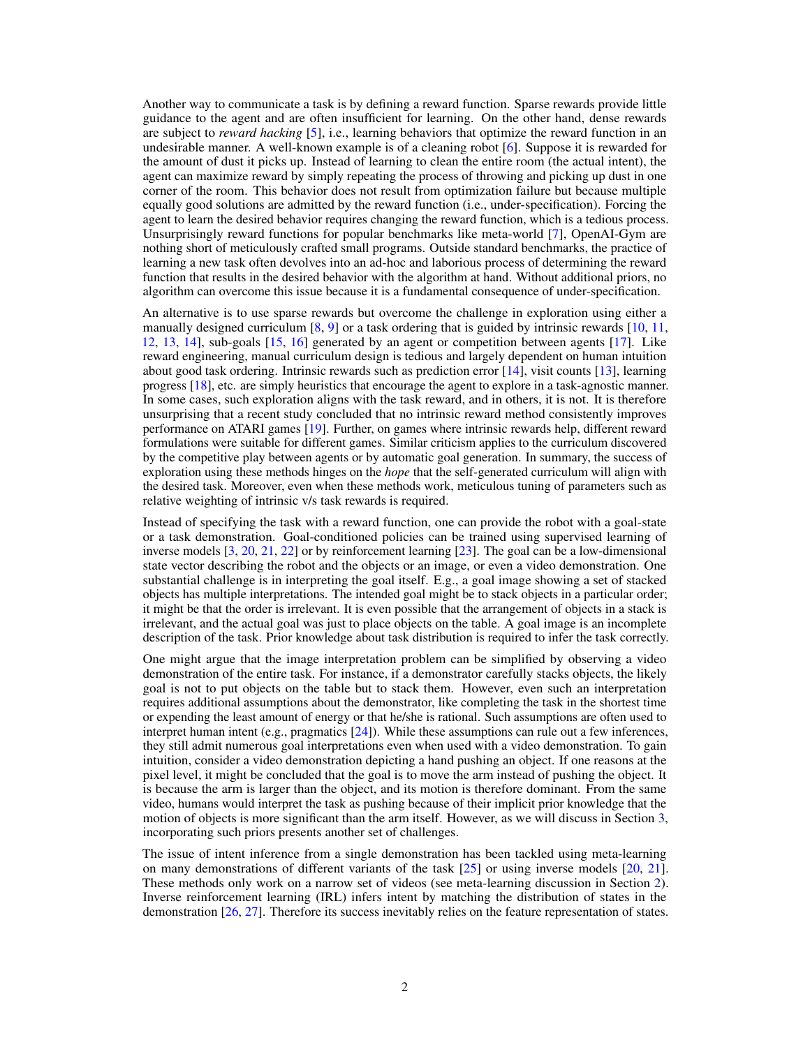Another way to communicate a task is by defining a reward function. Sparse rewards provide little guidance to the agent and are often insufficient for learning. On the other hand, dense rewards are subject to *reward hacking* [5], i.e., learning behaviors that optimize the reward function in an undesirable manner. A well-known example is of a cleaning robot [6]. Suppose it is rewarded for the amount of dust it picks up. Instead of learning to clean the entire room (the actual intent), the agent can maximize reward by simply repeating the process of throwing and picking up dust in one corner of the room. This behavior does not result from optimization failure but because multiple equally good solutions are admitted by the reward function (i.e., under-specification). Forcing the agent to learn the desired behavior requires changing the reward function, which is a tedious process. Unsurprisingly reward functions for popular benchmarks like meta-world [7], OpenAI-Gym are nothing short of meticulously crafted small programs. Outside standard benchmarks, the practice of learning a new task often devolves into an ad-hoc and laborious process of determining the reward function that results in the desired behavior with the algorithm at hand. Without additional priors, no algorithm can overcome this issue because it is a fundamental consequence of under-specification.

An alternative is to use sparse rewards but overcome the challenge in exploration using either a manually designed curriculum [8, 9] or a task ordering that is guided by intrinsic rewards [10, 11, 12, 13, 14], sub-goals [15, 16] generated by an agent or competition between agents [17]. Like reward engineering, manual curriculum design is tedious and largely dependent on human intuition about good task ordering. Intrinsic rewards such as prediction error [14], visit counts [13], learning progress [18], etc. are simply heuristics that encourage the agent to explore in a task-agnostic manner. In some cases, such exploration aligns with the task reward, and in others, it is not. It is therefore unsurprising that a recent study concluded that no intrinsic reward method consistently improves performance on ATARI games [19]. Further, on games where intrinsic rewards help, different reward formulations were suitable for different games. Similar criticism applies to the curriculum discovered by the competitive play between agents or by automatic goal generation. In summary, the success of exploration using these methods hinges on the *hope* that the self-generated curriculum will align with the desired task. Moreover, even when these methods work, meticulous tuning of parameters such as relative weighting of intrinsic v/s task rewards is required.

Instead of specifying the task with a reward function, one can provide the robot with a goal-state or a task demonstration. Goal-conditioned policies can be trained using supervised learning of inverse models [3, 20, 21, 22] or by reinforcement learning [23]. The goal can be a low-dimensional state vector describing the robot and the objects or an image, or even a video demonstration. One substantial challenge is in interpreting the goal itself. E.g., a goal image showing a set of stacked objects has multiple interpretations. The intended goal might be to stack objects in a particular order; it might be that the order is irrelevant. It is even possible that the arrangement of objects in a stack is irrelevant, and the actual goal was just to place objects on the table. A goal image is an incomplete description of the task. Prior knowledge about task distribution is required to infer the task correctly.

One might argue that the image interpretation problem can be simplified by observing a video demonstration of the entire task. For instance, if a demonstrator carefully stacks objects, the likely goal is not to put objects on the table but to stack them. However, even such an interpretation requires additional assumptions about the demonstrator, like completing the task in the shortest time or expending the least amount of energy or that he/she is rational. Such assumptions are often used to interpret human intent (e.g., pragmatics [24]). While these assumptions can rule out a few inferences, they still admit numerous goal interpretations even when used with a video demonstration. To gain intuition, consider a video demonstration depicting a hand pushing an object. If one reasons at the pixel level, it might be concluded that the goal is to move the arm instead of pushing the object. It is because the arm is larger than the object, and its motion is therefore dominant. From the same video, humans would interpret the task as pushing because of their implicit prior knowledge that the motion of objects is more significant than the arm itself. However, as we will discuss in Section 3, incorporating such priors presents another set of challenges.

The issue of intent inference from a single demonstration has been tackled using meta-learning on many demonstrations of different variants of the task [25] or using inverse models [20, 21]. These methods only work on a narrow set of videos (see meta-learning discussion in Section 2). Inverse reinforcement learning (IRL) infers intent by matching the distribution of states in the demonstration [26, 27]. Therefore its success inevitably relies on the feature representation of states.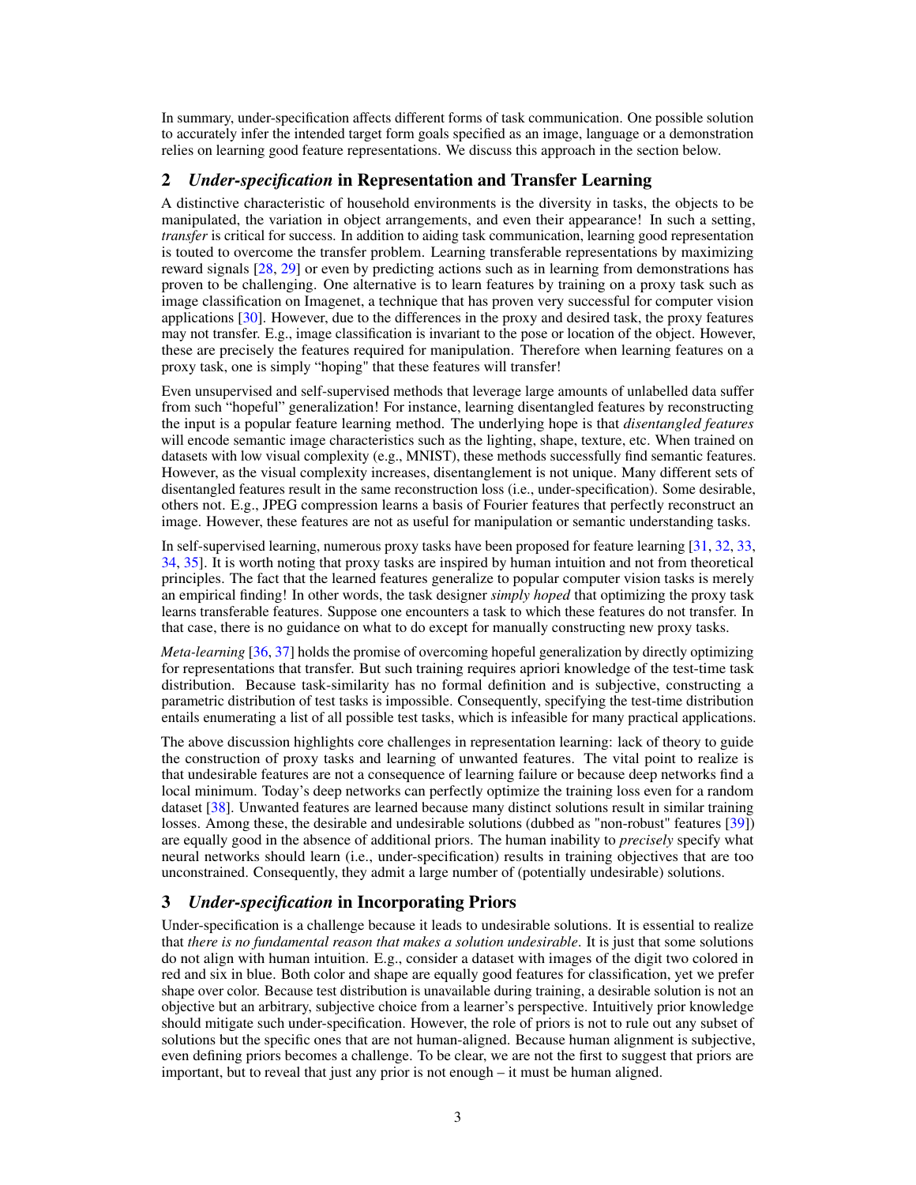In summary, under-specification affects different forms of task communication. One possible solution to accurately infer the intended target form goals specified as an image, language or a demonstration relies on learning good feature representations. We discuss this approach in the section below.

## 2 *Under-specification* in Representation and Transfer Learning

A distinctive characteristic of household environments is the diversity in tasks, the objects to be manipulated, the variation in object arrangements, and even their appearance! In such a setting, *transfer* is critical for success. In addition to aiding task communication, learning good representation is touted to overcome the transfer problem. Learning transferable representations by maximizing reward signals [28, 29] or even by predicting actions such as in learning from demonstrations has proven to be challenging. One alternative is to learn features by training on a proxy task such as image classification on Imagenet, a technique that has proven very successful for computer vision applications [30]. However, due to the differences in the proxy and desired task, the proxy features may not transfer. E.g., image classification is invariant to the pose or location of the object. However, these are precisely the features required for manipulation. Therefore when learning features on a proxy task, one is simply "hoping" that these features will transfer!

Even unsupervised and self-supervised methods that leverage large amounts of unlabelled data suffer from such "hopeful" generalization! For instance, learning disentangled features by reconstructing the input is a popular feature learning method. The underlying hope is that *disentangled features* will encode semantic image characteristics such as the lighting, shape, texture, etc. When trained on datasets with low visual complexity (e.g., MNIST), these methods successfully find semantic features. However, as the visual complexity increases, disentanglement is not unique. Many different sets of disentangled features result in the same reconstruction loss (i.e., under-specification). Some desirable, others not. E.g., JPEG compression learns a basis of Fourier features that perfectly reconstruct an image. However, these features are not as useful for manipulation or semantic understanding tasks.

In self-supervised learning, numerous proxy tasks have been proposed for feature learning [31, 32, 33, 34, 35]. It is worth noting that proxy tasks are inspired by human intuition and not from theoretical principles. The fact that the learned features generalize to popular computer vision tasks is merely an empirical finding! In other words, the task designer *simply hoped* that optimizing the proxy task learns transferable features. Suppose one encounters a task to which these features do not transfer. In that case, there is no guidance on what to do except for manually constructing new proxy tasks.

*Meta-learning* [36, 37] holds the promise of overcoming hopeful generalization by directly optimizing for representations that transfer. But such training requires apriori knowledge of the test-time task distribution. Because task-similarity has no formal definition and is subjective, constructing a parametric distribution of test tasks is impossible. Consequently, specifying the test-time distribution entails enumerating a list of all possible test tasks, which is infeasible for many practical applications.

The above discussion highlights core challenges in representation learning: lack of theory to guide the construction of proxy tasks and learning of unwanted features. The vital point to realize is that undesirable features are not a consequence of learning failure or because deep networks find a local minimum. Today's deep networks can perfectly optimize the training loss even for a random dataset [38]. Unwanted features are learned because many distinct solutions result in similar training losses. Among these, the desirable and undesirable solutions (dubbed as "non-robust" features [39]) are equally good in the absence of additional priors. The human inability to *precisely* specify what neural networks should learn (i.e., under-specification) results in training objectives that are too unconstrained. Consequently, they admit a large number of (potentially undesirable) solutions.

## 3 *Under-specification* in Incorporating Priors

Under-specification is a challenge because it leads to undesirable solutions. It is essential to realize that *there is no fundamental reason that makes a solution undesirable*. It is just that some solutions do not align with human intuition. E.g., consider a dataset with images of the digit two colored in red and six in blue. Both color and shape are equally good features for classification, yet we prefer shape over color. Because test distribution is unavailable during training, a desirable solution is not an objective but an arbitrary, subjective choice from a learner's perspective. Intuitively prior knowledge should mitigate such under-specification. However, the role of priors is not to rule out any subset of solutions but the specific ones that are not human-aligned. Because human alignment is subjective, even defining priors becomes a challenge. To be clear, we are not the first to suggest that priors are important, but to reveal that just any prior is not enough – it must be human aligned.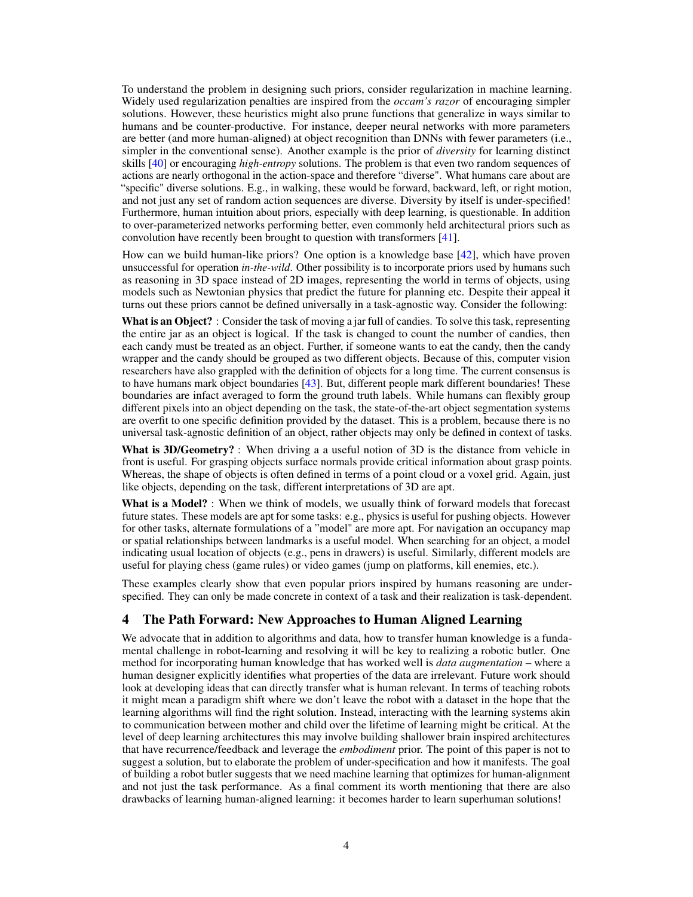To understand the problem in designing such priors, consider regularization in machine learning. Widely used regularization penalties are inspired from the *occam's razor* of encouraging simpler solutions. However, these heuristics might also prune functions that generalize in ways similar to humans and be counter-productive. For instance, deeper neural networks with more parameters are better (and more human-aligned) at object recognition than DNNs with fewer parameters (i.e., simpler in the conventional sense). Another example is the prior of *diversity* for learning distinct skills [40] or encouraging *high-entropy* solutions. The problem is that even two random sequences of actions are nearly orthogonal in the action-space and therefore "diverse". What humans care about are "specific" diverse solutions. E.g., in walking, these would be forward, backward, left, or right motion, and not just any set of random action sequences are diverse. Diversity by itself is under-specified! Furthermore, human intuition about priors, especially with deep learning, is questionable. In addition to over-parameterized networks performing better, even commonly held architectural priors such as convolution have recently been brought to question with transformers [41].

How can we build human-like priors? One option is a knowledge base [42], which have proven unsuccessful for operation *in-the-wild*. Other possibility is to incorporate priors used by humans such as reasoning in 3D space instead of 2D images, representing the world in terms of objects, using models such as Newtonian physics that predict the future for planning etc. Despite their appeal it turns out these priors cannot be defined universally in a task-agnostic way. Consider the following:

**What is an Object?** : Consider the task of moving a jar full of candies. To solve this task, representing the entire jar as an object is logical. If the task is changed to count the number of candies, then each candy must be treated as an object. Further, if someone wants to eat the candy, then the candy wrapper and the candy should be grouped as two different objects. Because of this, computer vision researchers have also grappled with the definition of objects for a long time. The current consensus is to have humans mark object boundaries [43]. But, different people mark different boundaries! These boundaries are infact averaged to form the ground truth labels. While humans can flexibly group different pixels into an object depending on the task, the state-of-the-art object segmentation systems are overfit to one specific definition provided by the dataset. This is a problem, because there is no universal task-agnostic definition of an object, rather objects may only be defined in context of tasks.

**What is 3D/Geometry?** : When driving a a useful notion of 3D is the distance from vehicle in front is useful. For grasping objects surface normals provide critical information about grasp points. Whereas, the shape of objects is often defined in terms of a point cloud or a voxel grid. Again, just like objects, depending on the task, different interpretations of 3D are apt.

**What is a Model?** : When we think of models, we usually think of forward models that forecast future states. These models are apt for some tasks: e.g., physics is useful for pushing objects. However for other tasks, alternate formulations of a "model" are more apt. For navigation an occupancy map or spatial relationships between landmarks is a useful model. When searching for an object, a model indicating usual location of objects (e.g., pens in drawers) is useful. Similarly, different models are useful for playing chess (game rules) or video games (jump on platforms, kill enemies, etc.).

These examples clearly show that even popular priors inspired by humans reasoning are under-specified. They can only be made concrete in context of a task and their realization is task-dependent.

# 4 The Path Forward: New Approaches to Human Aligned Learning

We advocate that in addition to algorithms and data, how to transfer human knowledge is a fundamental challenge in robot-learning and resolving it will be key to realizing a robotic butler. One method for incorporating human knowledge that has worked well is *data augmentation* – where a human designer explicitly identifies what properties of the data are irrelevant. Future work should look at developing ideas that can directly transfer what is human relevant. In terms of teaching robots it might mean a paradigm shift where we don't leave the robot with a dataset in the hope that the learning algorithms will find the right solution. Instead, interacting with the learning systems akin to communication between mother and child over the lifetime of learning might be critical. At the level of deep learning architectures this may involve building shallower brain inspired architectures that have recurrence/feedback and leverage the *embodiment* prior. The point of this paper is not to suggest a solution, but to elaborate the problem of under-specification and how it manifests. The goal of building a robot butler suggests that we need machine learning that optimizes for human-alignment and not just the task performance. As a final comment its worth mentioning that there are also drawbacks of learning human-aligned learning: it becomes harder to learn superhuman solutions!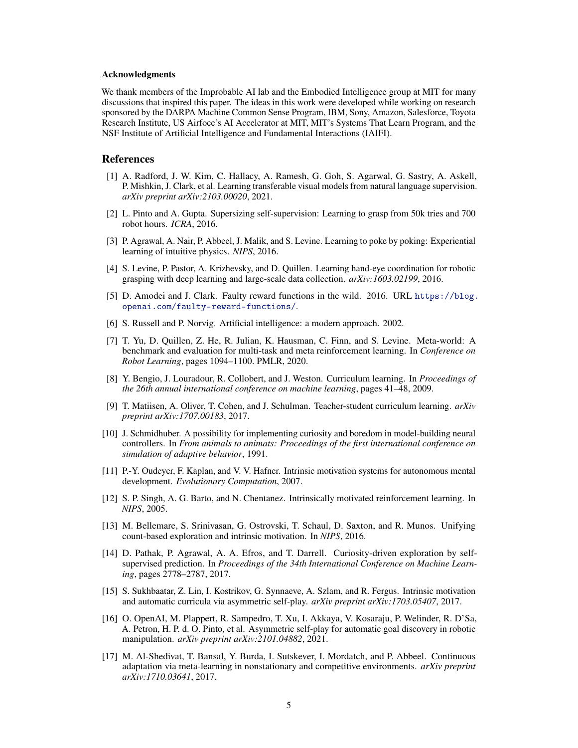#### Acknowledgments

We thank members of the Improbable AI lab and the Embodied Intelligence group at MIT for many discussions that inspired this paper. The ideas in this work were developed while working on research sponsored by the DARPA Machine Common Sense Program, IBM, Sony, Amazon, Salesforce, Toyota Research Institute, US Airfoce's AI Accelerator at MIT, MIT's Systems That Learn Program, and the NSF Institute of Artificial Intelligence and Fundamental Interactions (IAIFI).

## References

[1] A. Radford, J. W. Kim, C. Hallacy, A. Ramesh, G. Goh, S. Agarwal, G. Sastry, A. Askell, P. Mishkin, J. Clark, et al. Learning transferable visual models from natural language supervision. *arXiv preprint arXiv:2103.00020*, 2021.

[2] L. Pinto and A. Gupta. Supersizing self-supervision: Learning to grasp from 50k tries and 700 robot hours. *ICRA*, 2016.

[3] P. Agrawal, A. Nair, P. Abbeel, J. Malik, and S. Levine. Learning to poke by poking: Experiential learning of intuitive physics. *NIPS*, 2016.

[4] S. Levine, P. Pastor, A. Krizhevsky, and D. Quillen. Learning hand-eye coordination for robotic grasping with deep learning and large-scale data collection. *arXiv:1603.02199*, 2016.

[5] D. Amodei and J. Clark. Faulty reward functions in the wild. 2016. URL https://blog.openai.com/faulty-reward-functions/.

[6] S. Russell and P. Norvig. Artificial intelligence: a modern approach. 2002.

[7] T. Yu, D. Quillen, Z. He, R. Julian, K. Hausman, C. Finn, and S. Levine. Meta-world: A benchmark and evaluation for multi-task and meta reinforcement learning. In *Conference on Robot Learning*, pages 1094–1100. PMLR, 2020.

[8] Y. Bengio, J. Louradour, R. Collobert, and J. Weston. Curriculum learning. In *Proceedings of the 26th annual international conference on machine learning*, pages 41–48, 2009.

[9] T. Matiisen, A. Oliver, T. Cohen, and J. Schulman. Teacher-student curriculum learning. *arXiv preprint arXiv:1707.00183*, 2017.

[10] J. Schmidhuber. A possibility for implementing curiosity and boredom in model-building neural controllers. In *From animals to animats: Proceedings of the first international conference on simulation of adaptive behavior*, 1991.

[11] P.-Y. Oudeyer, F. Kaplan, and V. V. Hafner. Intrinsic motivation systems for autonomous mental development. *Evolutionary Computation*, 2007.

[12] S. P. Singh, A. G. Barto, and N. Chentanez. Intrinsically motivated reinforcement learning. In *NIPS*, 2005.

[13] M. Bellemare, S. Srinivasan, G. Ostrovski, T. Schaul, D. Saxton, and R. Munos. Unifying count-based exploration and intrinsic motivation. In *NIPS*, 2016.

[14] D. Pathak, P. Agrawal, A. A. Efros, and T. Darrell. Curiosity-driven exploration by self-supervised prediction. In *Proceedings of the 34th International Conference on Machine Learning*, pages 2778–2787, 2017.

[15] S. Sukhbaatar, Z. Lin, I. Kostrikov, G. Synnaeve, A. Szlam, and R. Fergus. Intrinsic motivation and automatic curricula via asymmetric self-play. *arXiv preprint arXiv:1703.05407*, 2017.

[16] O. OpenAI, M. Plappert, R. Sampedro, T. Xu, I. Akkaya, V. Kosaraju, P. Welinder, R. D'Sa, A. Petron, H. P. d. O. Pinto, et al. Asymmetric self-play for automatic goal discovery in robotic manipulation. *arXiv preprint arXiv:2101.04882*, 2021.

[17] M. Al-Shedivat, T. Bansal, Y. Burda, I. Sutskever, I. Mordatch, and P. Abbeel. Continuous adaptation via meta-learning in nonstationary and competitive environments. *arXiv preprint arXiv:1710.03641*, 2017.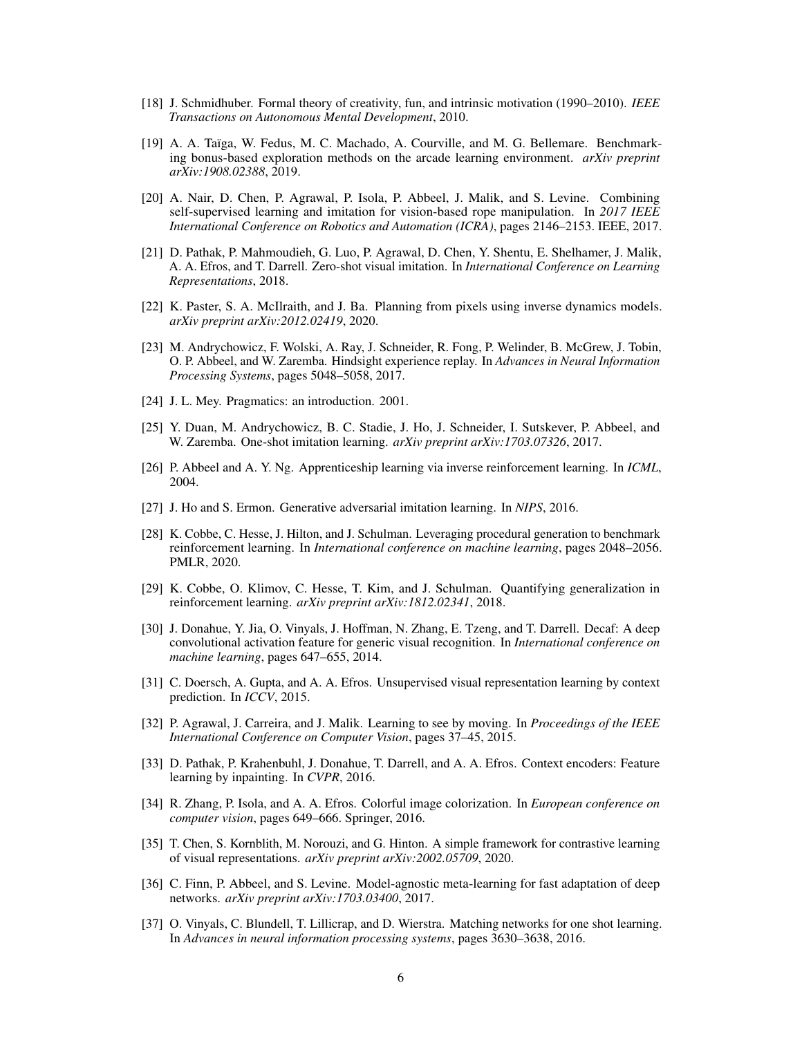[18] J. Schmidhuber. Formal theory of creativity, fun, and intrinsic motivation (1990–2010). *IEEE Transactions on Autonomous Mental Development*, 2010.

[19] A. A. Taïga, W. Fedus, M. C. Machado, A. Courville, and M. G. Bellemare. Benchmarking bonus-based exploration methods on the arcade learning environment. *arXiv preprint arXiv:1908.02388*, 2019.

[20] A. Nair, D. Chen, P. Agrawal, P. Isola, P. Abbeel, J. Malik, and S. Levine. Combining self-supervised learning and imitation for vision-based rope manipulation. In *2017 IEEE International Conference on Robotics and Automation (ICRA)*, pages 2146–2153. IEEE, 2017.

[21] D. Pathak, P. Mahmoudieh, G. Luo, P. Agrawal, D. Chen, Y. Shentu, E. Shelhamer, J. Malik, A. A. Efros, and T. Darrell. Zero-shot visual imitation. In *International Conference on Learning Representations*, 2018.

[22] K. Paster, S. A. McIlraith, and J. Ba. Planning from pixels using inverse dynamics models. *arXiv preprint arXiv:2012.02419*, 2020.

[23] M. Andrychowicz, F. Wolski, A. Ray, J. Schneider, R. Fong, P. Welinder, B. McGrew, J. Tobin, O. P. Abbeel, and W. Zaremba. Hindsight experience replay. In *Advances in Neural Information Processing Systems*, pages 5048–5058, 2017.

[24] J. L. Mey. Pragmatics: an introduction. 2001.

[25] Y. Duan, M. Andrychowicz, B. C. Stadie, J. Ho, J. Schneider, I. Sutskever, P. Abbeel, and W. Zaremba. One-shot imitation learning. *arXiv preprint arXiv:1703.07326*, 2017.

[26] P. Abbeel and A. Y. Ng. Apprenticeship learning via inverse reinforcement learning. In *ICML*, 2004.

[27] J. Ho and S. Ermon. Generative adversarial imitation learning. In *NIPS*, 2016.

[28] K. Cobbe, C. Hesse, J. Hilton, and J. Schulman. Leveraging procedural generation to benchmark reinforcement learning. In *International conference on machine learning*, pages 2048–2056. PMLR, 2020.

[29] K. Cobbe, O. Klimov, C. Hesse, T. Kim, and J. Schulman. Quantifying generalization in reinforcement learning. *arXiv preprint arXiv:1812.02341*, 2018.

[30] J. Donahue, Y. Jia, O. Vinyals, J. Hoffman, N. Zhang, E. Tzeng, and T. Darrell. Decaf: A deep convolutional activation feature for generic visual recognition. In *International conference on machine learning*, pages 647–655, 2014.

[31] C. Doersch, A. Gupta, and A. A. Efros. Unsupervised visual representation learning by context prediction. In *ICCV*, 2015.

[32] P. Agrawal, J. Carreira, and J. Malik. Learning to see by moving. In *Proceedings of the IEEE International Conference on Computer Vision*, pages 37–45, 2015.

[33] D. Pathak, P. Krahenbuhl, J. Donahue, T. Darrell, and A. A. Efros. Context encoders: Feature learning by inpainting. In *CVPR*, 2016.

[34] R. Zhang, P. Isola, and A. A. Efros. Colorful image colorization. In *European conference on computer vision*, pages 649–666. Springer, 2016.

[35] T. Chen, S. Kornblith, M. Norouzi, and G. Hinton. A simple framework for contrastive learning of visual representations. *arXiv preprint arXiv:2002.05709*, 2020.

[36] C. Finn, P. Abbeel, and S. Levine. Model-agnostic meta-learning for fast adaptation of deep networks. *arXiv preprint arXiv:1703.03400*, 2017.

[37] O. Vinyals, C. Blundell, T. Lillicrap, and D. Wierstra. Matching networks for one shot learning. In *Advances in neural information processing systems*, pages 3630–3638, 2016.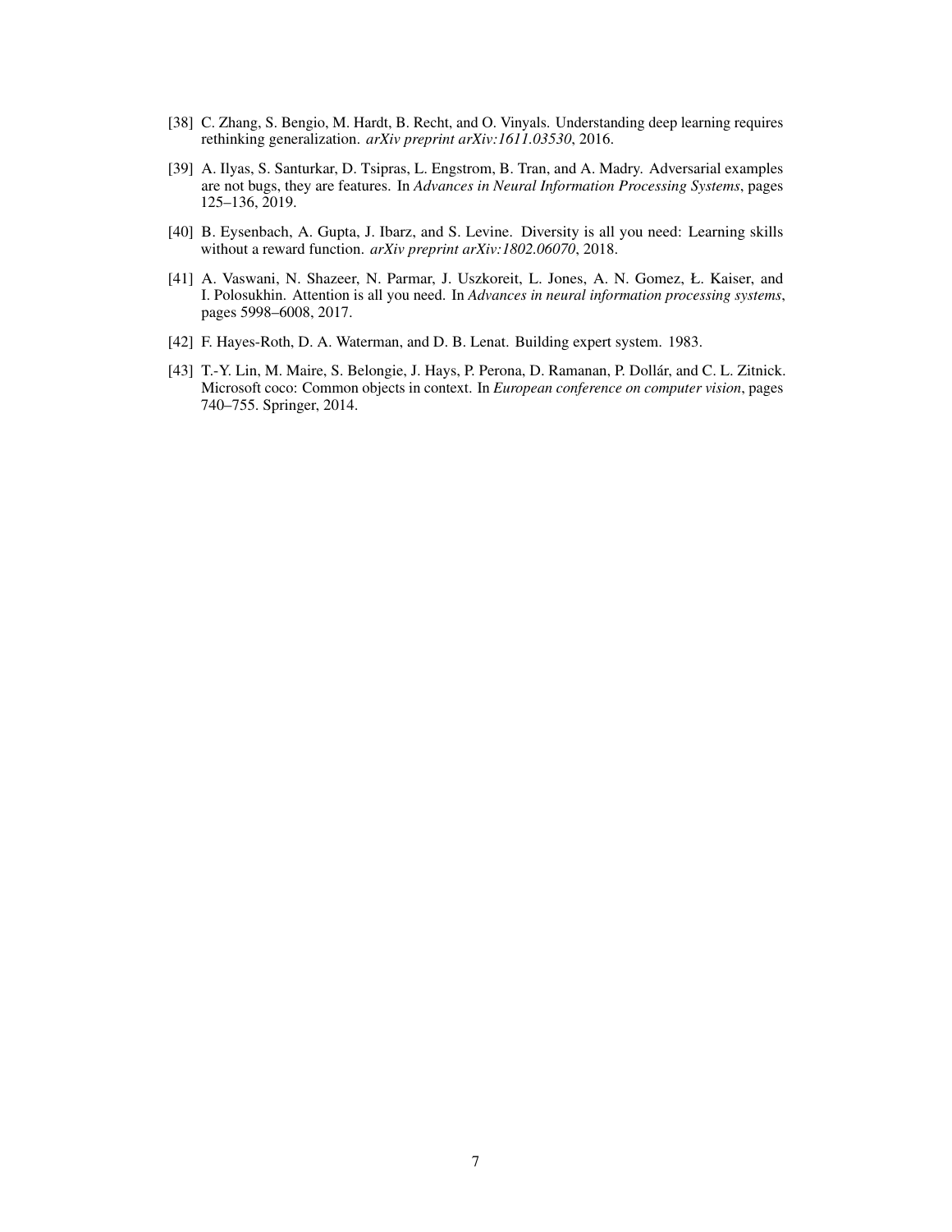[38] C. Zhang, S. Bengio, M. Hardt, B. Recht, and O. Vinyals. Understanding deep learning requires rethinking generalization. *arXiv preprint arXiv:1611.03530*, 2016.

[39] A. Ilyas, S. Santurkar, D. Tsipras, L. Engstrom, B. Tran, and A. Madry. Adversarial examples are not bugs, they are features. In *Advances in Neural Information Processing Systems*, pages 125–136, 2019.

[40] B. Eysenbach, A. Gupta, J. Ibarz, and S. Levine. Diversity is all you need: Learning skills without a reward function. *arXiv preprint arXiv:1802.06070*, 2018.

[41] A. Vaswani, N. Shazeer, N. Parmar, J. Uszkoreit, L. Jones, A. N. Gomez, Ł. Kaiser, and I. Polosukhin. Attention is all you need. In *Advances in neural information processing systems*, pages 5998–6008, 2017.

[42] F. Hayes-Roth, D. A. Waterman, and D. B. Lenat. Building expert system. 1983.

[43] T.-Y. Lin, M. Maire, S. Belongie, J. Hays, P. Perona, D. Ramanan, P. Dollár, and C. L. Zitnick. Microsoft coco: Common objects in context. In *European conference on computer vision*, pages 740–755. Springer, 2014.